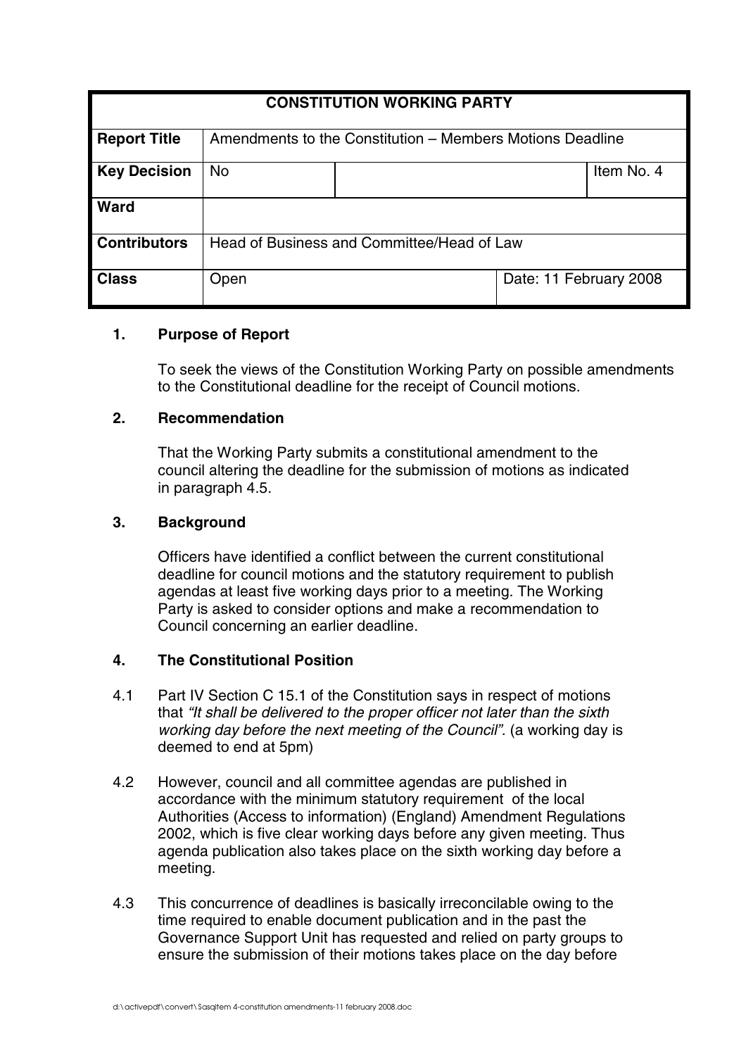| CONSTITUTION WORKING PARTY | | | |
|---|---|---|---|
| **Report Title** | Amendments to the Constitution – Members Motions Deadline | | |
| **Key Decision** | No | | Item No. 4 |
| **Ward** | | | |
| **Contributors** | Head of Business and Committee/Head of Law | | |
| **Class** | Open | | Date: 11 February 2008 |

## 1. Purpose of Report

To seek the views of the Constitution Working Party on possible amendments to the Constitutional deadline for the receipt of Council motions.

## 2. Recommendation

That the Working Party submits a constitutional amendment to the council altering the deadline for the submission of motions as indicated in paragraph 4.5.

## 3. Background

Officers have identified a conflict between the current constitutional deadline for council motions and the statutory requirement to publish agendas at least five working days prior to a meeting. The Working Party is asked to consider options and make a recommendation to Council concerning an earlier deadline.

## 4. The Constitutional Position

4.1 Part IV Section C 15.1 of the Constitution says in respect of motions that *"It shall be delivered to the proper officer not later than the sixth working day before the next meeting of the Council".* (a working day is deemed to end at 5pm)

4.2 However, council and all committee agendas are published in accordance with the minimum statutory requirement of the local Authorities (Access to information) (England) Amendment Regulations 2002, which is five clear working days before any given meeting. Thus agenda publication also takes place on the sixth working day before a meeting.

4.3 This concurrence of deadlines is basically irreconcilable owing to the time required to enable document publication and in the past the Governance Support Unit has requested and relied on party groups to ensure the submission of their motions takes place on the day before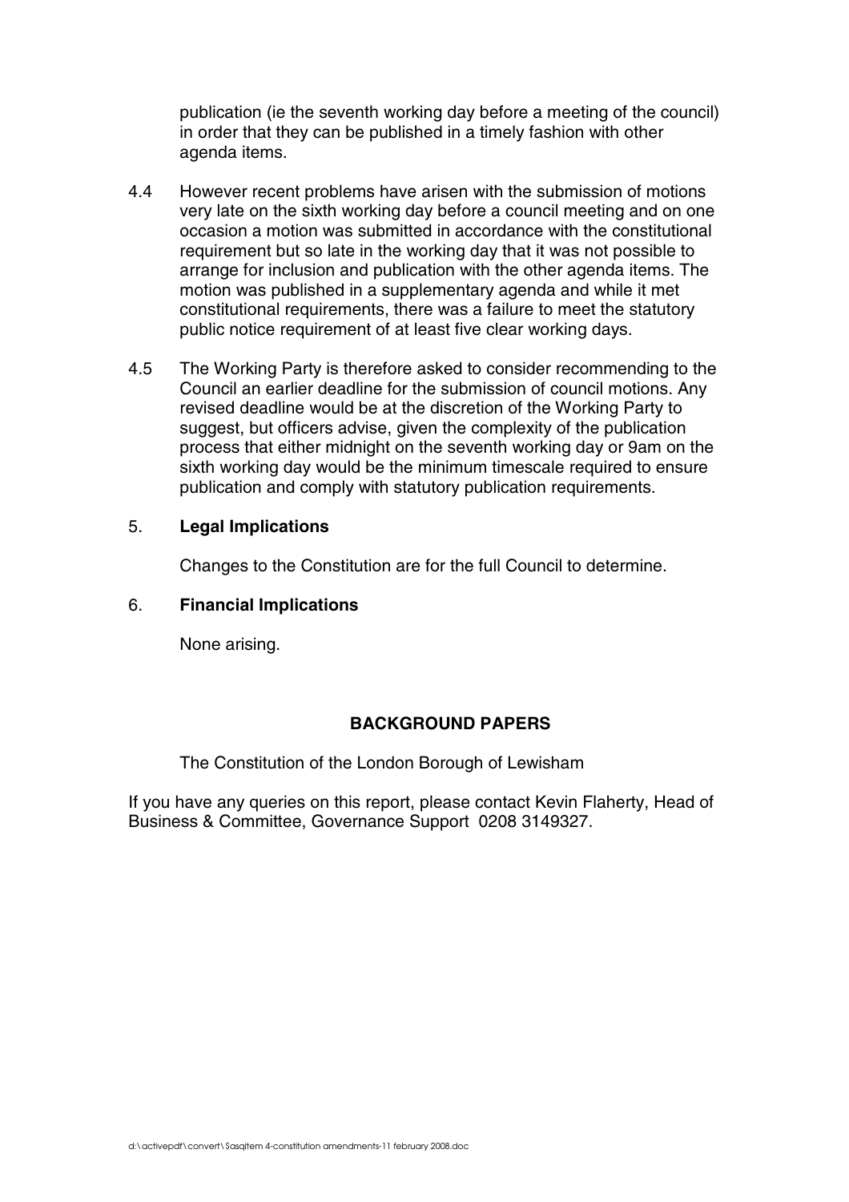publication (ie the seventh working day before a meeting of the council) in order that they can be published in a timely fashion with other agenda items.

4.4 However recent problems have arisen with the submission of motions very late on the sixth working day before a council meeting and on one occasion a motion was submitted in accordance with the constitutional requirement but so late in the working day that it was not possible to arrange for inclusion and publication with the other agenda items. The motion was published in a supplementary agenda and while it met constitutional requirements, there was a failure to meet the statutory public notice requirement of at least five clear working days.

4.5 The Working Party is therefore asked to consider recommending to the Council an earlier deadline for the submission of council motions. Any revised deadline would be at the discretion of the Working Party to suggest, but officers advise, given the complexity of the publication process that either midnight on the seventh working day or 9am on the sixth working day would be the minimum timescale required to ensure publication and comply with statutory publication requirements.

## 5. **Legal Implications**

Changes to the Constitution are for the full Council to determine.

## 6. **Financial Implications**

None arising.

## **BACKGROUND PAPERS**

The Constitution of the London Borough of Lewisham

If you have any queries on this report, please contact Kevin Flaherty, Head of Business & Committee, Governance Support 0208 3149327.

d:\activepdf\convert\$asqitem 4-constitution amendments-11 february 2008.doc